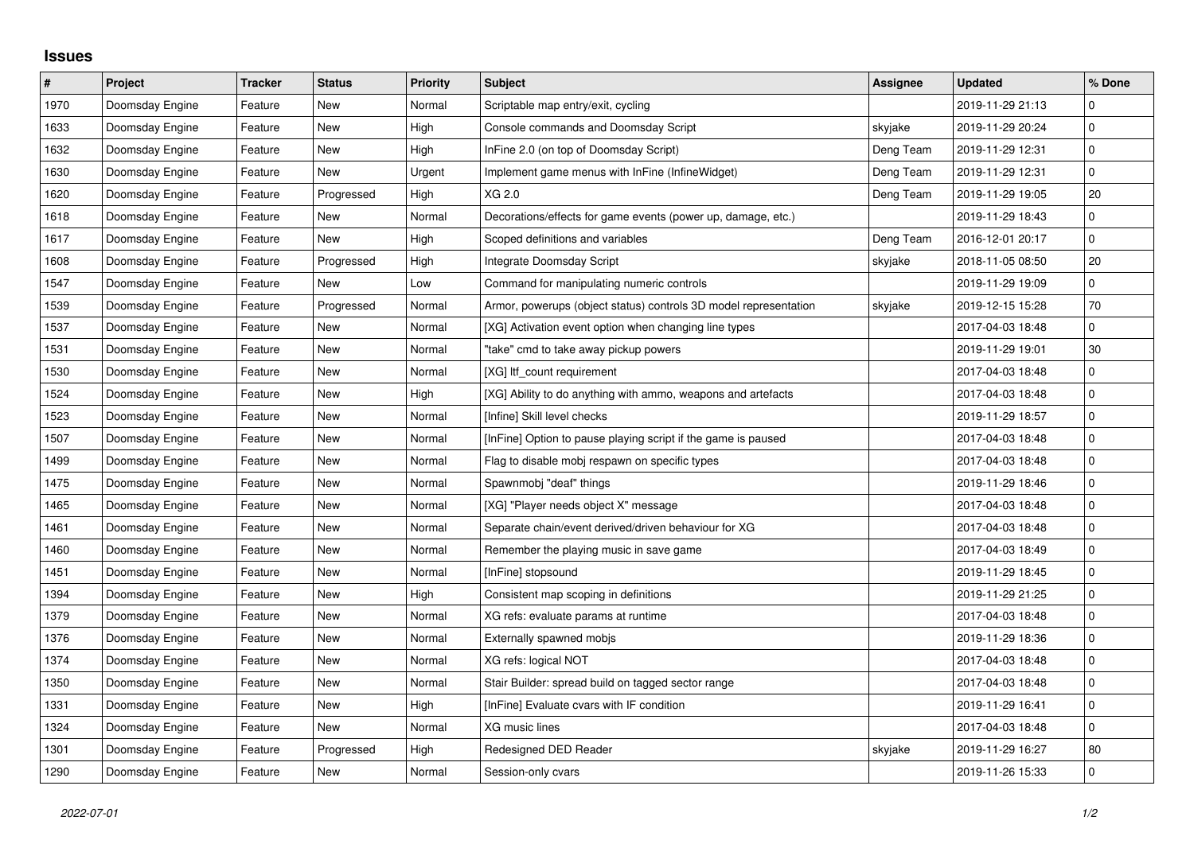# Issues

| # | Project | Tracker | Status | Priority | Subject | Assignee | Updated | % Done |
|---|---|---|---|---|---|---|---|---|
| 1970 | Doomsday Engine | Feature | New | Normal | Scriptable map entry/exit, cycling | | 2019-11-29 21:13 | 0 |
| 1633 | Doomsday Engine | Feature | New | High | Console commands and Doomsday Script | skyjake | 2019-11-29 20:24 | 0 |
| 1632 | Doomsday Engine | Feature | New | High | InFine 2.0 (on top of Doomsday Script) | Deng Team | 2019-11-29 12:31 | 0 |
| 1630 | Doomsday Engine | Feature | New | Urgent | Implement game menus with InFine (InfineWidget) | Deng Team | 2019-11-29 12:31 | 0 |
| 1620 | Doomsday Engine | Feature | Progressed | High | XG 2.0 | Deng Team | 2019-11-29 19:05 | 20 |
| 1618 | Doomsday Engine | Feature | New | Normal | Decorations/effects for game events (power up, damage, etc.) | | 2019-11-29 18:43 | 0 |
| 1617 | Doomsday Engine | Feature | New | High | Scoped definitions and variables | Deng Team | 2016-12-01 20:17 | 0 |
| 1608 | Doomsday Engine | Feature | Progressed | High | Integrate Doomsday Script | skyjake | 2018-11-05 08:50 | 20 |
| 1547 | Doomsday Engine | Feature | New | Low | Command for manipulating numeric controls | | 2019-11-29 19:09 | 0 |
| 1539 | Doomsday Engine | Feature | Progressed | Normal | Armor, powerups (object status) controls 3D model representation | skyjake | 2019-12-15 15:28 | 70 |
| 1537 | Doomsday Engine | Feature | New | Normal | [XG] Activation event option when changing line types | | 2017-04-03 18:48 | 0 |
| 1531 | Doomsday Engine | Feature | New | Normal | "take" cmd to take away pickup powers | | 2019-11-29 19:01 | 30 |
| 1530 | Doomsday Engine | Feature | New | Normal | [XG] ltf_count requirement | | 2017-04-03 18:48 | 0 |
| 1524 | Doomsday Engine | Feature | New | High | [XG] Ability to do anything with ammo, weapons and artefacts | | 2017-04-03 18:48 | 0 |
| 1523 | Doomsday Engine | Feature | New | Normal | [Infine] Skill level checks | | 2019-11-29 18:57 | 0 |
| 1507 | Doomsday Engine | Feature | New | Normal | [InFine] Option to pause playing script if the game is paused | | 2017-04-03 18:48 | 0 |
| 1499 | Doomsday Engine | Feature | New | Normal | Flag to disable mobj respawn on specific types | | 2017-04-03 18:48 | 0 |
| 1475 | Doomsday Engine | Feature | New | Normal | Spawnmobj "deaf" things | | 2019-11-29 18:46 | 0 |
| 1465 | Doomsday Engine | Feature | New | Normal | [XG] "Player needs object X" message | | 2017-04-03 18:48 | 0 |
| 1461 | Doomsday Engine | Feature | New | Normal | Separate chain/event derived/driven behaviour for XG | | 2017-04-03 18:48 | 0 |
| 1460 | Doomsday Engine | Feature | New | Normal | Remember the playing music in save game | | 2017-04-03 18:49 | 0 |
| 1451 | Doomsday Engine | Feature | New | Normal | [InFine] stopsound | | 2019-11-29 18:45 | 0 |
| 1394 | Doomsday Engine | Feature | New | High | Consistent map scoping in definitions | | 2019-11-29 21:25 | 0 |
| 1379 | Doomsday Engine | Feature | New | Normal | XG refs: evaluate params at runtime | | 2017-04-03 18:48 | 0 |
| 1376 | Doomsday Engine | Feature | New | Normal | Externally spawned mobjs | | 2019-11-29 18:36 | 0 |
| 1374 | Doomsday Engine | Feature | New | Normal | XG refs: logical NOT | | 2017-04-03 18:48 | 0 |
| 1350 | Doomsday Engine | Feature | New | Normal | Stair Builder: spread build on tagged sector range | | 2017-04-03 18:48 | 0 |
| 1331 | Doomsday Engine | Feature | New | High | [InFine] Evaluate cvars with IF condition | | 2019-11-29 16:41 | 0 |
| 1324 | Doomsday Engine | Feature | New | Normal | XG music lines | | 2017-04-03 18:48 | 0 |
| 1301 | Doomsday Engine | Feature | Progressed | High | Redesigned DED Reader | skyjake | 2019-11-29 16:27 | 80 |
| 1290 | Doomsday Engine | Feature | New | Normal | Session-only cvars | | 2019-11-26 15:33 | 0 |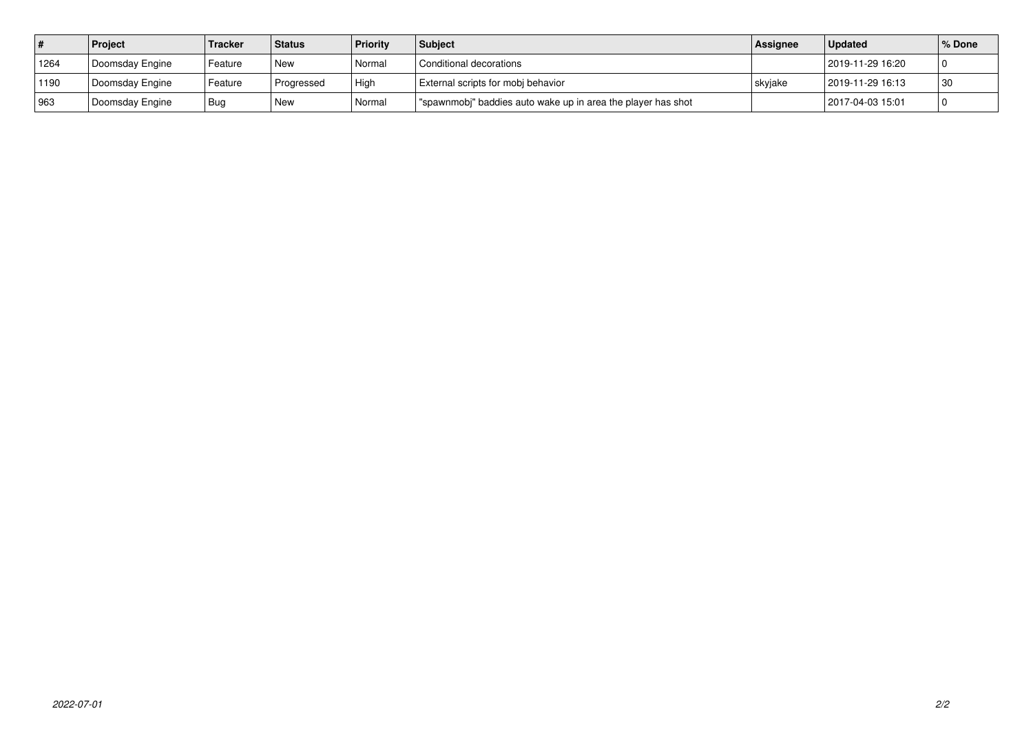| # | Project | Tracker | Status | Priority | Subject | Assignee | Updated | % Done |
|---|---|---|---|---|---|---|---|---|
| 1264 | Doomsday Engine | Feature | New | Normal | Conditional decorations | | 2019-11-29 16:20 | 0 |
| 1190 | Doomsday Engine | Feature | Progressed | High | External scripts for mobj behavior | skyjake | 2019-11-29 16:13 | 30 |
| 963 | Doomsday Engine | Bug | New | Normal | "spawnmobj" baddies auto wake up in area the player has shot | | 2017-04-03 15:01 | 0 |